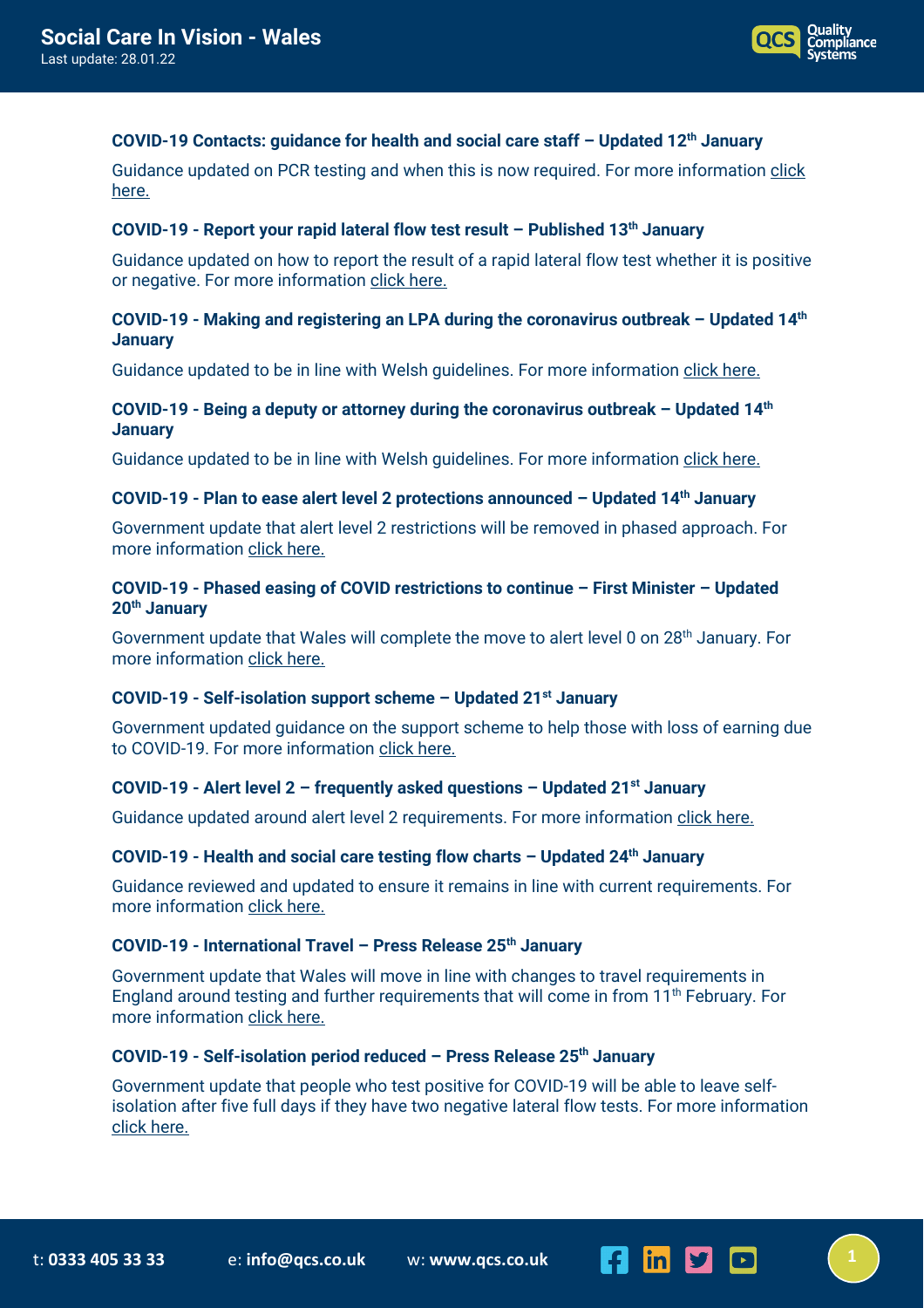# Social Care In Vision - Wales

Last update: 28.01.22

### COVID-19 Contacts: guidance for health and social care staff – Updated 12th January

Guidance updated on PCR testing and when this is now required. For more information click here.

### COVID-19 - Report your rapid lateral flow test result – Published 13th January

Guidance updated on how to report the result of a rapid lateral flow test whether it is positive or negative. For more information click here.

### COVID-19 - Making and registering an LPA during the coronavirus outbreak – Updated 14th January

Guidance updated to be in line with Welsh guidelines. For more information click here.

### COVID-19 - Being a deputy or attorney during the coronavirus outbreak – Updated 14th January

Guidance updated to be in line with Welsh guidelines. For more information click here.

### COVID-19 - Plan to ease alert level 2 protections announced – Updated 14th January

Government update that alert level 2 restrictions will be removed in phased approach. For more information click here.

### COVID-19 - Phased easing of COVID restrictions to continue – First Minister – Updated 20th January

Government update that Wales will complete the move to alert level 0 on 28th January. For more information click here.

### COVID-19 - Self-isolation support scheme – Updated 21st January

Government updated guidance on the support scheme to help those with loss of earning due to COVID-19. For more information click here.

### COVID-19 - Alert level 2 – frequently asked questions – Updated 21st January

Guidance updated around alert level 2 requirements. For more information click here.

### COVID-19 - Health and social care testing flow charts – Updated 24th January

Guidance reviewed and updated to ensure it remains in line with current requirements. For more information click here.

### COVID-19 - International Travel – Press Release 25th January

Government update that Wales will move in line with changes to travel requirements in England around testing and further requirements that will come in from 11th February. For more information click here.

### COVID-19 - Self-isolation period reduced – Press Release 25th January

Government update that people who test positive for COVID-19 will be able to leave self-isolation after five full days if they have two negative lateral flow tests. For more information click here.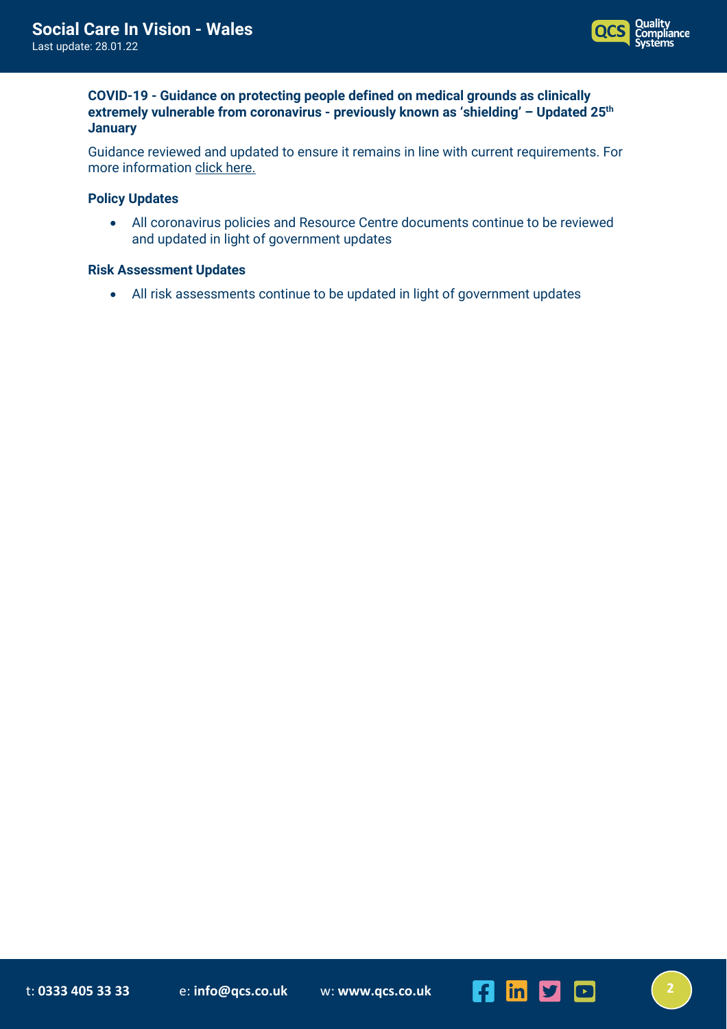**COVID-19 - Guidance on protecting people defined on medical grounds as clinically extremely vulnerable from coronavirus - previously known as 'shielding' – Updated 25th January**

Guidance reviewed and updated to ensure it remains in line with current requirements. For more information click here.

**Policy Updates**

- All coronavirus policies and Resource Centre documents continue to be reviewed and updated in light of government updates

**Risk Assessment Updates**

- All risk assessments continue to be updated in light of government updates